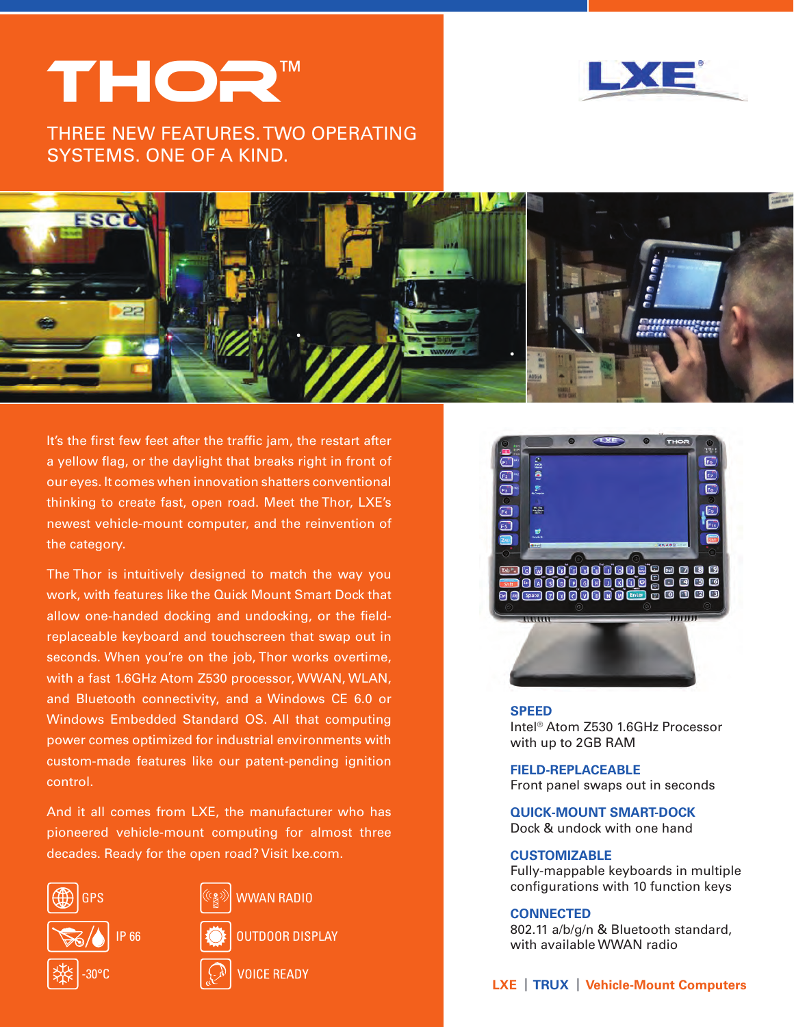# THOR™

THREE NEW FEATURES. TWO OPERATING SYSTEMS. ONE OF A KIND.

LXE®

It's the first few feet after the traffic jam, the restart after a yellow flag, or the daylight that breaks right in front of our eyes. It comes when innovation shatters conventional thinking to create fast, open road. Meet the Thor, LXE's newest vehicle-mount computer, and the reinvention of the category.

The Thor is intuitively designed to match the way you work, with features like the Quick Mount Smart Dock that allow one-handed docking and undocking, or the field-replaceable keyboard and touchscreen that swap out in seconds. When you're on the job, Thor works overtime, with a fast 1.6GHz Atom Z530 processor, WWAN, WLAN, and Bluetooth connectivity, and a Windows CE 6.0 or Windows Embedded Standard OS. All that computing power comes optimized for industrial environments with custom-made features like our patent-pending ignition control.

And it all comes from LXE, the manufacturer who has pioneered vehicle-mount computing for almost three decades. Ready for the open road? Visit lxe.com.

- GPS
- IP 66
- -30°C
- WWAN RADIO
- OUTDOOR DISPLAY
- VOICE READY

**SPEED**
Intel® Atom Z530 1.6GHz Processor with up to 2GB RAM

**FIELD-REPLACEABLE**
Front panel swaps out in seconds

**QUICK-MOUNT SMART-DOCK**
Dock & undock with one hand

**CUSTOMIZABLE**
Fully-mappable keyboards in multiple configurations with 10 function keys

**CONNECTED**
802.11 a/b/g/n & Bluetooth standard, with available WWAN radio

LXE | TRUX | Vehicle-Mount Computers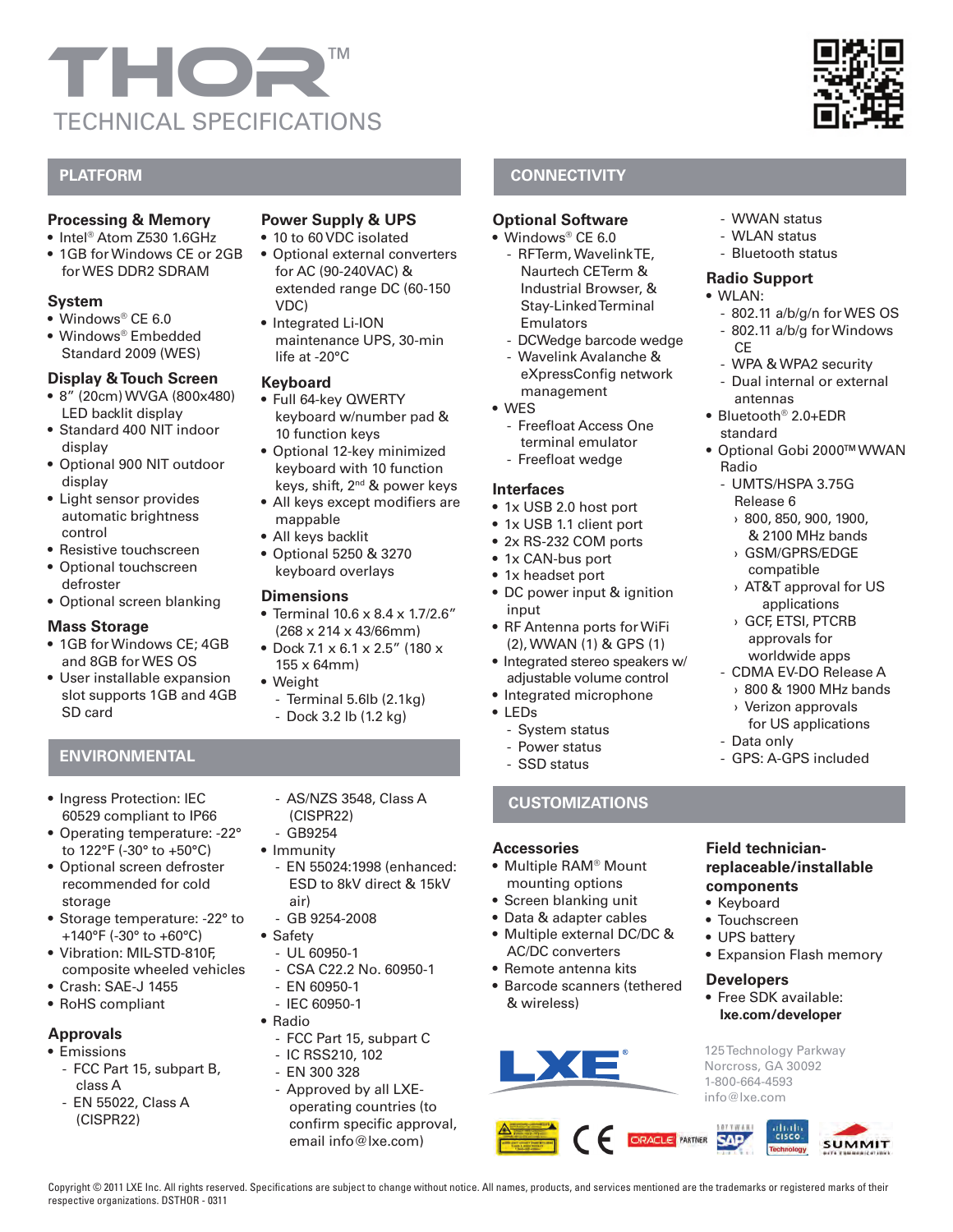# THOR™

TECHNICAL SPECIFICATIONS

## PLATFORM

### Processing & Memory
- Intel® Atom Z530 1.6GHz
- 1GB for Windows CE or 2GB for WES DDR2 SDRAM

### System
- Windows® CE 6.0
- Windows® Embedded Standard 2009 (WES)

### Display & Touch Screen
- 8" (20cm) WVGA (800x480) LED backlit display
- Standard 400 NIT indoor display
- Optional 900 NIT outdoor display
- Light sensor provides automatic brightness control
- Resistive touchscreen
- Optional touchscreen defroster
- Optional screen blanking

### Mass Storage
- 1GB for Windows CE; 4GB and 8GB for WES OS
- User installable expansion slot supports 1GB and 4GB SD card

### Power Supply & UPS
- 10 to 60 VDC isolated
- Optional external converters for AC (90-240VAC) & extended range DC (60-150 VDC)
- Integrated Li-ION maintenance UPS, 30-min life at -20°C

### Keyboard
- Full 64-key QWERTY keyboard w/number pad & 10 function keys
- Optional 12-key minimized keyboard with 10 function keys, shift, 2nd & power keys
- All keys except modifiers are mappable
- All keys backlit
- Optional 5250 & 3270 keyboard overlays

### Dimensions
- Terminal 10.6 x 8.4 x 1.7/2.6" (268 x 214 x 43/66mm)
- Dock 7.1 x 6.1 x 2.5" (180 x 155 x 64mm)
- Weight
  - Terminal 5.6lb (2.1kg)
  - Dock 3.2 lb (1.2 kg)

## ENVIRONMENTAL

- Ingress Protection: IEC 60529 compliant to IP66
- Operating temperature: -22° to 122°F (-30° to +50°C)
- Optional screen defroster recommended for cold storage
- Storage temperature: -22° to +140°F (-30° to +60°C)
- Vibration: MIL-STD-810F, composite wheeled vehicles
- Crash: SAE-J 1455
- RoHS compliant

### Approvals
- Emissions
  - FCC Part 15, subpart B, class A
  - EN 55022, Class A (CISPR22)
  - AS/NZS 3548, Class A (CISPR22)
  - GB9254
- Immunity
  - EN 55024:1998 (enhanced: ESD to 8kV direct & 15kV air)
  - GB 9254-2008
- Safety
  - UL 60950-1
  - CSA C22.2 No. 60950-1
  - EN 60950-1
  - IEC 60950-1
- Radio
  - FCC Part 15, subpart C
  - IC RSS210, 102
  - EN 300 328
  - Approved by all LXE-operating countries (to confirm specific approval, email info@lxe.com)

## CONNECTIVITY

### Optional Software
- Windows® CE 6.0
  - RFTerm, Wavelink TE, Naurtech CETerm & Industrial Browser, & Stay-Linked Terminal Emulators
  - DCWedge barcode wedge
  - Wavelink Avalanche & eXpressConfig network management
- WES
  - Freefloat Access One terminal emulator
  - Freefloat wedge

### Interfaces
- 1x USB 2.0 host port
- 1x USB 1.1 client port
- 2x RS-232 COM ports
- 1x CAN-bus port
- 1x headset port
- DC power input & ignition input
- RF Antenna ports for WiFi (2), WWAN (1) & GPS (1)
- Integrated stereo speakers w/ adjustable volume control
- Integrated microphone
- LEDs
  - System status
  - Power status
  - SSD status
  - WWAN status
  - WLAN status
  - Bluetooth status

### Radio Support
- WLAN:
  - 802.11 a/b/g/n for WES OS
  - 802.11 a/b/g for Windows CE
  - WPA & WPA2 security
  - Dual internal or external antennas
- Bluetooth® 2.0+EDR standard
- Optional Gobi 2000™ WWAN Radio
  - UMTS/HSPA 3.75G Release 6
    - 800, 850, 900, 1900, & 2100 MHz bands
    - GSM/GPRS/EDGE compatible
    - AT&T approval for US applications
    - GCF, ETSI, PTCRB approvals for worldwide apps
  - CDMA EV-DO Release A
    - 800 & 1900 MHz bands
    - Verizon approvals for US applications
  - Data only
  - GPS: A-GPS included

## CUSTOMIZATIONS

### Accessories
- Multiple RAM® Mount mounting options
- Screen blanking unit
- Data & adapter cables
- Multiple external DC/DC & AC/DC converters
- Remote antenna kits
- Barcode scanners (tethered & wireless)

### Field technician-replaceable/installable components
- Keyboard
- Touchscreen
- UPS battery
- Expansion Flash memory

### Developers
- Free SDK available: **lxe.com/developer**

LXE®

125 Technology Parkway
Norcross, GA 30092
1-800-664-4593
info@lxe.com

Copyright © 2011 LXE Inc. All rights reserved. Specifications are subject to change without notice. All names, products, and services mentioned are the trademarks or registered marks of their respective organizations. DSTHOR - 0311